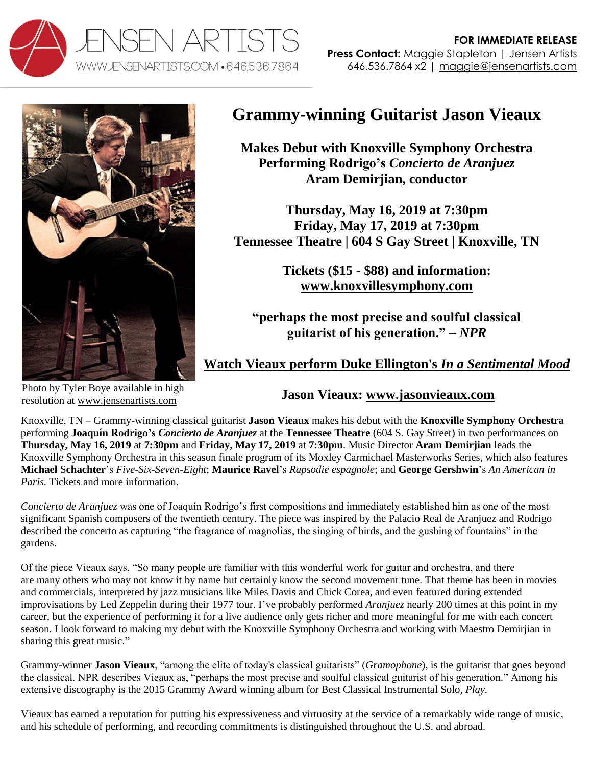JENSEN ARTISTS
WWW.JENSENARTISTS.COM • 646.536.7864

**FOR IMMEDIATE RELEASE**
**Press Contact:** Maggie Stapleton | Jensen Artists
646.536.7864 x2 | maggie@jensenartists.com

# Grammy-winning Guitarist Jason Vieaux

**Makes Debut with Knoxville Symphony Orchestra**
**Performing Rodrigo's *Concierto de Aranjuez***
**Aram Demirjian, conductor**

**Thursday, May 16, 2019 at 7:30pm**
**Friday, May 17, 2019 at 7:30pm**
**Tennessee Theatre | 604 S Gay Street | Knoxville, TN**

**Tickets ($15 - $88) and information:**
**www.knoxvillesymphony.com**

**"perhaps the most precise and soulful classical guitarist of his generation." – *NPR***

**Watch Vieaux perform Duke Ellington's *In a Sentimental Mood***

**Jason Vieaux: www.jasonvieaux.com**

Photo by Tyler Boye available in high resolution at www.jensenartists.com

Knoxville, TN – Grammy-winning classical guitarist **Jason Vieaux** makes his debut with the **Knoxville Symphony Orchestra** performing **Joaquín Rodrigo's *Concierto de Aranjuez*** at the **Tennessee Theatre** (604 S. Gay Street) in two performances on **Thursday, May 16, 2019** at **7:30pm** and **Friday, May 17, 2019** at **7:30pm**. Music Director **Aram Demirjian** leads the Knoxville Symphony Orchestra in this season finale program of its Moxley Carmichael Masterworks Series, which also features **Michael Schachter**'s *Five-Six-Seven-Eight*; **Maurice Ravel**'s *Rapsodie espagnole*; and **George Gershwin**'s *An American in Paris*. Tickets and more information.

*Concierto de Aranjuez* was one of Joaquín Rodrigo's first compositions and immediately established him as one of the most significant Spanish composers of the twentieth century. The piece was inspired by the Palacio Real de Aranjuez and Rodrigo described the concerto as capturing "the fragrance of magnolias, the singing of birds, and the gushing of fountains" in the gardens.

Of the piece Vieaux says, "So many people are familiar with this wonderful work for guitar and orchestra, and there are many others who may not know it by name but certainly know the second movement tune. That theme has been in movies and commercials, interpreted by jazz musicians like Miles Davis and Chick Corea, and even featured during extended improvisations by Led Zeppelin during their 1977 tour. I've probably performed *Aranjuez* nearly 200 times at this point in my career, but the experience of performing it for a live audience only gets richer and more meaningful for me with each concert season. I look forward to making my debut with the Knoxville Symphony Orchestra and working with Maestro Demirjian in sharing this great music."

Grammy-winner **Jason Vieaux**, "among the elite of today's classical guitarists" (*Gramophone*), is the guitarist that goes beyond the classical. NPR describes Vieaux as, "perhaps the most precise and soulful classical guitarist of his generation." Among his extensive discography is the 2015 Grammy Award winning album for Best Classical Instrumental Solo, *Play*.

Vieaux has earned a reputation for putting his expressiveness and virtuosity at the service of a remarkably wide range of music, and his schedule of performing, and recording commitments is distinguished throughout the U.S. and abroad.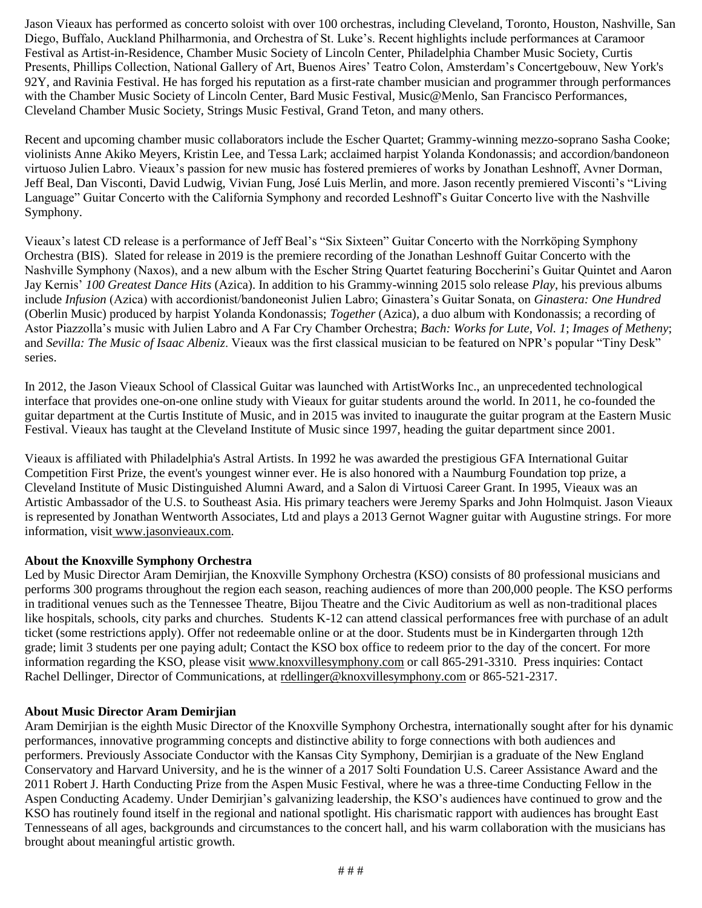Jason Vieaux has performed as concerto soloist with over 100 orchestras, including Cleveland, Toronto, Houston, Nashville, San Diego, Buffalo, Auckland Philharmonia, and Orchestra of St. Luke's. Recent highlights include performances at Caramoor Festival as Artist-in-Residence, Chamber Music Society of Lincoln Center, Philadelphia Chamber Music Society, Curtis Presents, Phillips Collection, National Gallery of Art, Buenos Aires' Teatro Colon, Amsterdam's Concertgebouw, New York's 92Y, and Ravinia Festival. He has forged his reputation as a first-rate chamber musician and programmer through performances with the Chamber Music Society of Lincoln Center, Bard Music Festival, Music@Menlo, San Francisco Performances, Cleveland Chamber Music Society, Strings Music Festival, Grand Teton, and many others.

Recent and upcoming chamber music collaborators include the Escher Quartet; Grammy-winning mezzo-soprano Sasha Cooke; violinists Anne Akiko Meyers, Kristin Lee, and Tessa Lark; acclaimed harpist Yolanda Kondonassis; and accordion/bandoneon virtuoso Julien Labro. Vieaux's passion for new music has fostered premieres of works by Jonathan Leshnoff, Avner Dorman, Jeff Beal, Dan Visconti, David Ludwig, Vivian Fung, José Luis Merlin, and more. Jason recently premiered Visconti's "Living Language" Guitar Concerto with the California Symphony and recorded Leshnoff's Guitar Concerto live with the Nashville Symphony.

Vieaux's latest CD release is a performance of Jeff Beal's "Six Sixteen" Guitar Concerto with the Norrköping Symphony Orchestra (BIS). Slated for release in 2019 is the premiere recording of the Jonathan Leshnoff Guitar Concerto with the Nashville Symphony (Naxos), and a new album with the Escher String Quartet featuring Boccherini's Guitar Quintet and Aaron Jay Kernis' *100 Greatest Dance Hits* (Azica). In addition to his Grammy-winning 2015 solo release *Play*, his previous albums include *Infusion* (Azica) with accordionist/bandoneonist Julien Labro; Ginastera's Guitar Sonata, on *Ginastera: One Hundred* (Oberlin Music) produced by harpist Yolanda Kondonassis; *Together* (Azica), a duo album with Kondonassis; a recording of Astor Piazzolla's music with Julien Labro and A Far Cry Chamber Orchestra; *Bach: Works for Lute, Vol. 1*; *Images of Metheny*; and *Sevilla: The Music of Isaac Albeniz*. Vieaux was the first classical musician to be featured on NPR's popular "Tiny Desk" series.

In 2012, the Jason Vieaux School of Classical Guitar was launched with ArtistWorks Inc., an unprecedented technological interface that provides one-on-one online study with Vieaux for guitar students around the world. In 2011, he co-founded the guitar department at the Curtis Institute of Music, and in 2015 was invited to inaugurate the guitar program at the Eastern Music Festival. Vieaux has taught at the Cleveland Institute of Music since 1997, heading the guitar department since 2001.

Vieaux is affiliated with Philadelphia's Astral Artists. In 1992 he was awarded the prestigious GFA International Guitar Competition First Prize, the event's youngest winner ever. He is also honored with a Naumburg Foundation top prize, a Cleveland Institute of Music Distinguished Alumni Award, and a Salon di Virtuosi Career Grant. In 1995, Vieaux was an Artistic Ambassador of the U.S. to Southeast Asia. His primary teachers were Jeremy Sparks and John Holmquist. Jason Vieaux is represented by Jonathan Wentworth Associates, Ltd and plays a 2013 Gernot Wagner guitar with Augustine strings. For more information, visit www.jasonvieaux.com.

**About the Knoxville Symphony Orchestra**

Led by Music Director Aram Demirjian, the Knoxville Symphony Orchestra (KSO) consists of 80 professional musicians and performs 300 programs throughout the region each season, reaching audiences of more than 200,000 people. The KSO performs in traditional venues such as the Tennessee Theatre, Bijou Theatre and the Civic Auditorium as well as non-traditional places like hospitals, schools, city parks and churches. Students K-12 can attend classical performances free with purchase of an adult ticket (some restrictions apply). Offer not redeemable online or at the door. Students must be in Kindergarten through 12th grade; limit 3 students per one paying adult; Contact the KSO box office to redeem prior to the day of the concert. For more information regarding the KSO, please visit www.knoxvillesymphony.com or call 865-291-3310. Press inquiries: Contact Rachel Dellinger, Director of Communications, at rdellinger@knoxvillesymphony.com or 865-521-2317.

**About Music Director Aram Demirjian**

Aram Demirjian is the eighth Music Director of the Knoxville Symphony Orchestra, internationally sought after for his dynamic performances, innovative programming concepts and distinctive ability to forge connections with both audiences and performers. Previously Associate Conductor with the Kansas City Symphony, Demirjian is a graduate of the New England Conservatory and Harvard University, and he is the winner of a 2017 Solti Foundation U.S. Career Assistance Award and the 2011 Robert J. Harth Conducting Prize from the Aspen Music Festival, where he was a three-time Conducting Fellow in the Aspen Conducting Academy. Under Demirjian's galvanizing leadership, the KSO's audiences have continued to grow and the KSO has routinely found itself in the regional and national spotlight. His charismatic rapport with audiences has brought East Tennesseans of all ages, backgrounds and circumstances to the concert hall, and his warm collaboration with the musicians has brought about meaningful artistic growth.

# # #